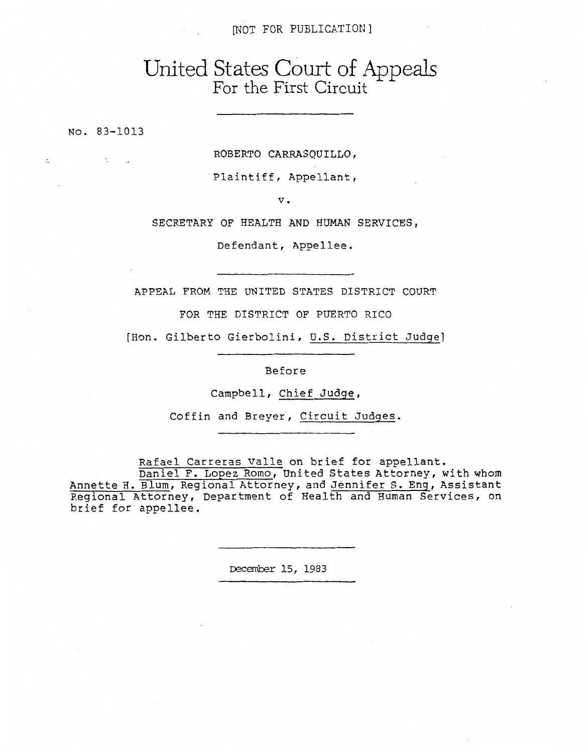[NOT FOR PUBLICATION]

# United States Court of Appeals
## For the First Circuit

No. 83-1013

ROBERTO CARRASQUILLO,

Plaintiff, Appellant,

v.

SECRETARY OF HEALTH AND HUMAN SERVICES,

Defendant, Appellee.

APPEAL FROM THE UNITED STATES DISTRICT COURT

FOR THE DISTRICT OF PUERTO RICO

[Hon. Gilberto Gierbolini, U.S. District Judge]

Before

Campbell, Chief Judge,

Coffin and Breyer, Circuit Judges.

Rafael Carreras Valle on brief for appellant.

Daniel F. Lopez Romo, United States Attorney, with whom Annette H. Blum, Regional Attorney, and Jennifer S. Eng, Assistant Regional Attorney, Department of Health and Human Services, on brief for appellee.

December 15, 1983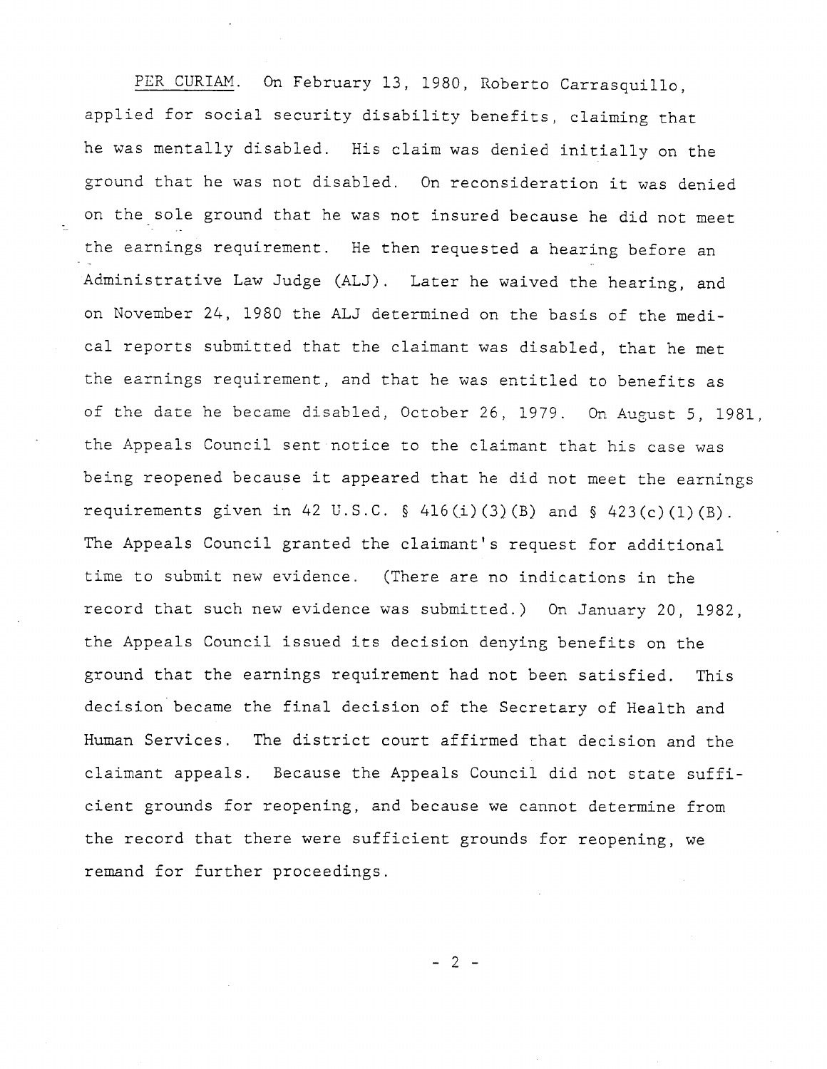PER CURIAM. On February 13, 1980, Roberto Carrasquillo, applied for social security disability benefits, claiming that he was mentally disabled. His claim was denied initially on the ground that he was not disabled. On reconsideration it was denied on the sole ground that he was not insured because he did not meet the earnings requirement. He then requested a hearing before an Administrative Law Judge (ALJ). Later he waived the hearing, and on November 24, 1980 the ALJ determined on the basis of the medical reports submitted that the claimant was disabled, that he met the earnings requirement, and that he was entitled to benefits as of the date he became disabled, October 26, 1979. On August 5, 1981, the Appeals Council sent notice to the claimant that his case was being reopened because it appeared that he did not meet the earnings requirements given in 42 U.S.C. § 416(i)(3)(B) and § 423(c)(1)(B). The Appeals Council granted the claimant's request for additional time to submit new evidence. (There are no indications in the record that such new evidence was submitted.) On January 20, 1982, the Appeals Council issued its decision denying benefits on the ground that the earnings requirement had not been satisfied. This decision became the final decision of the Secretary of Health and Human Services. The district court affirmed that decision and the claimant appeals. Because the Appeals Council did not state sufficient grounds for reopening, and because we cannot determine from the record that there were sufficient grounds for reopening, we remand for further proceedings.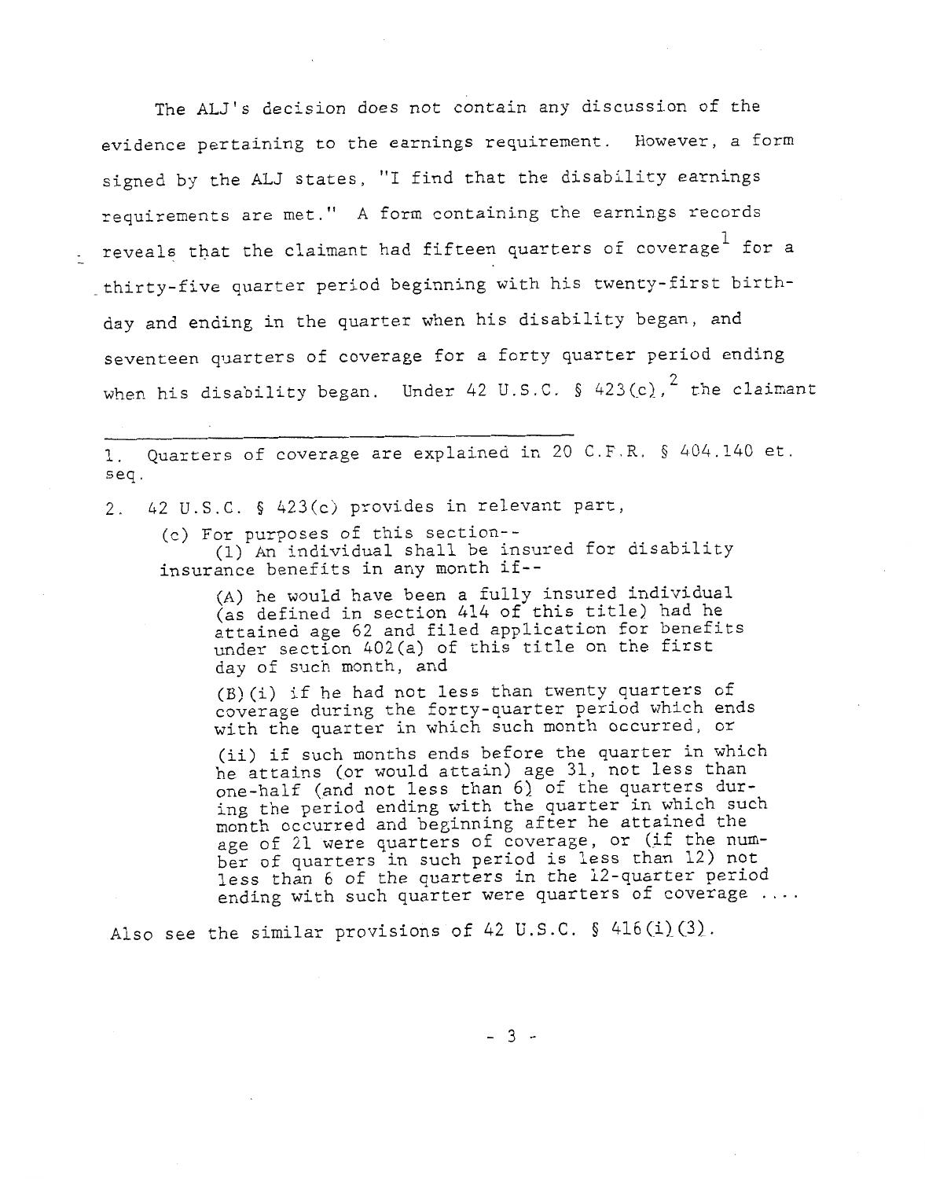The ALJ's decision does not contain any discussion of the evidence pertaining to the earnings requirement. However, a form signed by the ALJ states, "I find that the disability earnings requirements are met." A form containing the earnings records reveals that the claimant had fifteen quarters of coverage[1] for a thirty-five quarter period beginning with his twenty-first birthday and ending in the quarter when his disability began, and seventeen quarters of coverage for a forty quarter period ending when his disability began. Under 42 U.S.C. § 423(c),[2] the claimant

---

1. Quarters of coverage are explained in 20 C.F.R. § 404.140 et. seq.

2. 42 U.S.C. § 423(c) provides in relevant part,

> (c) For purposes of this section--
>
> (1) An individual shall be insured for disability insurance benefits in any month if--
>
> > (A) he would have been a fully insured individual (as defined in section 414 of this title) had he attained age 62 and filed application for benefits under section 402(a) of this title on the first day of such month, and
> >
> > (B)(i) if he had not less than twenty quarters of coverage during the forty-quarter period which ends with the quarter in which such month occurred, or
> >
> > (ii) if such months ends before the quarter in which he attains (or would attain) age 31, not less than one-half (and not less than 6) of the quarters during the period ending with the quarter in which such month occurred and beginning after he attained the age of 21 were quarters of coverage, or (if the number of quarters in such period is less than 12) not less than 6 of the quarters in the 12-quarter period ending with such quarter were quarters of coverage ....

Also see the similar provisions of 42 U.S.C. § 416(i)(3).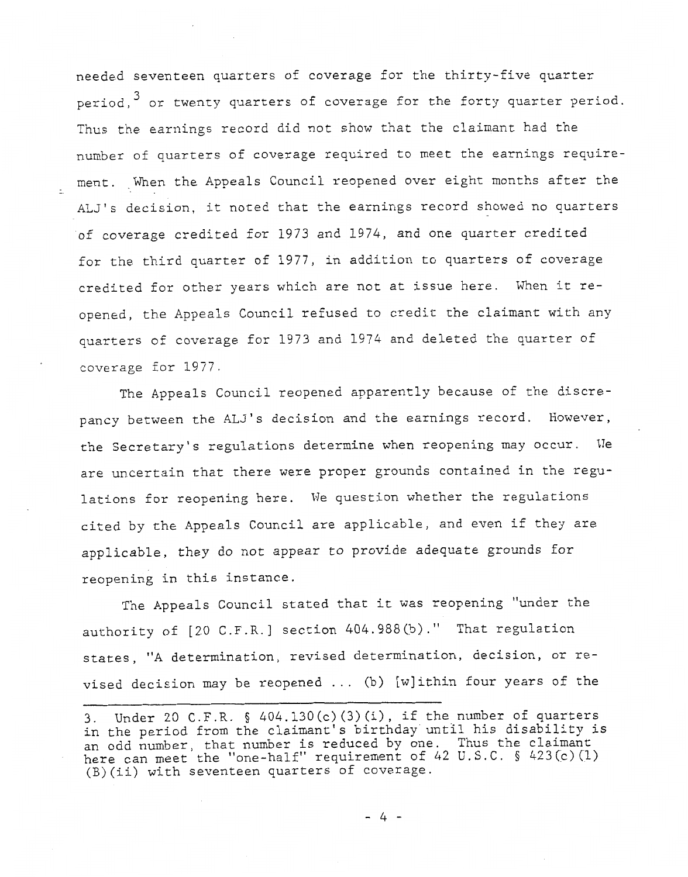needed seventeen quarters of coverage for the thirty-five quarter period,[3] or twenty quarters of coverage for the forty quarter period. Thus the earnings record did not show that the claimant had the number of quarters of coverage required to meet the earnings requirement. When the Appeals Council reopened over eight months after the ALJ's decision, it noted that the earnings record showed no quarters of coverage credited for 1973 and 1974, and one quarter credited for the third quarter of 1977, in addition to quarters of coverage credited for other years which are not at issue here. When it reopened, the Appeals Council refused to credit the claimant with any quarters of coverage for 1973 and 1974 and deleted the quarter of coverage for 1977.

The Appeals Council reopened apparently because of the discrepancy between the ALJ's decision and the earnings record. However, the Secretary's regulations determine when reopening may occur. We are uncertain that there were proper grounds contained in the regulations for reopening here. We question whether the regulations cited by the Appeals Council are applicable, and even if they are applicable, they do not appear to provide adequate grounds for reopening in this instance.

The Appeals Council stated that it was reopening "under the authority of [20 C.F.R.] section 404.988(b)." That regulation states, "A determination, revised determination, decision, or revised decision may be reopened ... (b) [w]ithin four years of the

---

3. Under 20 C.F.R. § 404.130(c)(3)(i), if the number of quarters in the period from the claimant's birthday until his disability is an odd number, that number is reduced by one. Thus the claimant here can meet the "one-half" requirement of 42 U.S.C. § 423(c)(1)(B)(ii) with seventeen quarters of coverage.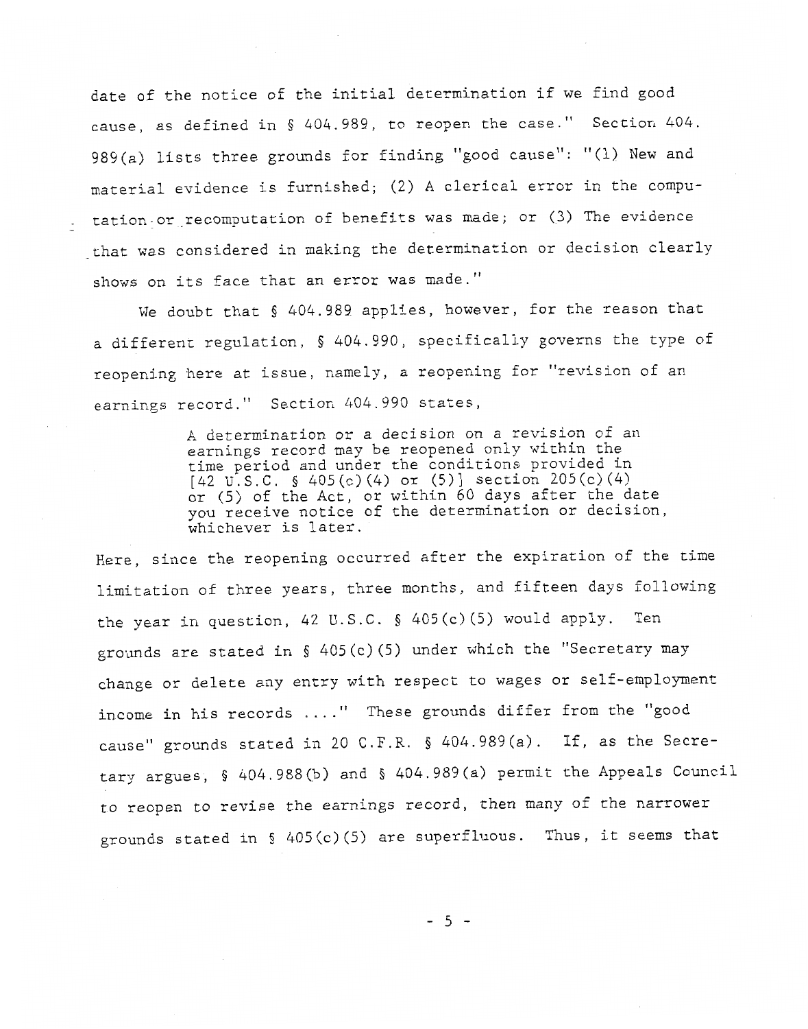date of the notice of the initial determination if we find good cause, as defined in § 404.989, to reopen the case." Section 404.989(a) lists three grounds for finding "good cause": "(1) New and material evidence is furnished; (2) A clerical error in the computation or recomputation of benefits was made; or (3) The evidence that was considered in making the determination or decision clearly shows on its face that an error was made."

We doubt that § 404.989 applies, however, for the reason that a different regulation, § 404.990, specifically governs the type of reopening here at issue, namely, a reopening for "revision of an earnings record." Section 404.990 states,

> A determination or a decision on a revision of an earnings record may be reopened only within the time period and under the conditions provided in [42 U.S.C. § 405(c)(4) or (5)] section 205(c)(4) or (5) of the Act, or within 60 days after the date you receive notice of the determination or decision, whichever is later.

Here, since the reopening occurred after the expiration of the time limitation of three years, three months, and fifteen days following the year in question, 42 U.S.C. § 405(c)(5) would apply. Ten grounds are stated in § 405(c)(5) under which the "Secretary may change or delete any entry with respect to wages or self-employment income in his records ...." These grounds differ from the "good cause" grounds stated in 20 C.F.R. § 404.989(a). If, as the Secretary argues, § 404.988(b) and § 404.989(a) permit the Appeals Council to reopen to revise the earnings record, then many of the narrower grounds stated in § 405(c)(5) are superfluous. Thus, it seems that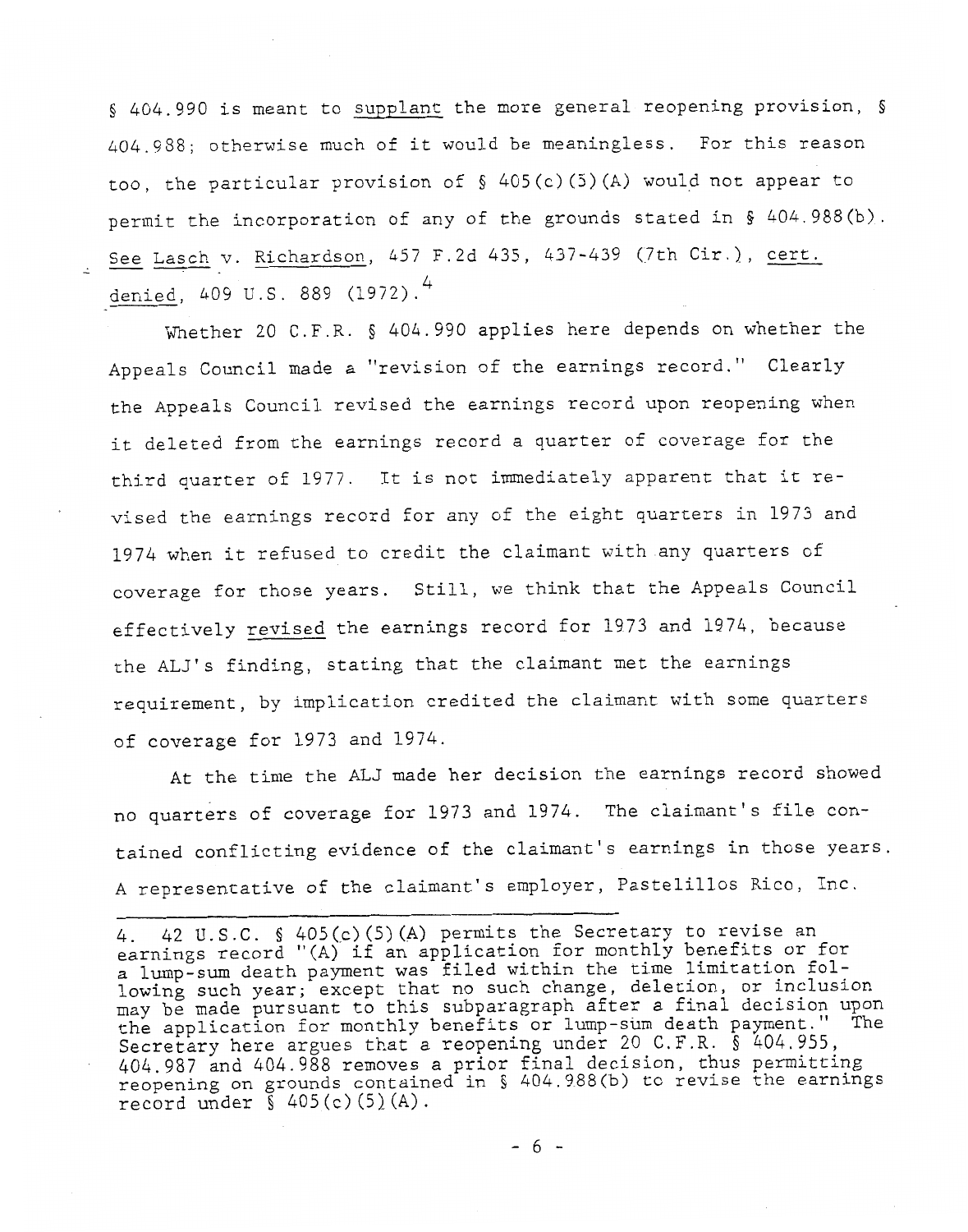§ 404.990 is meant to supplant the more general reopening provision, § 404.988; otherwise much of it would be meaningless. For this reason too, the particular provision of § 405(c)(5)(A) would not appear to permit the incorporation of any of the grounds stated in § 404.988(b). See Lasch v. Richardson, 457 F.2d 435, 437-439 (7th Cir.), cert. denied, 409 U.S. 889 (1972).[4]

Whether 20 C.F.R. § 404.990 applies here depends on whether the Appeals Council made a "revision of the earnings record." Clearly the Appeals Council revised the earnings record upon reopening when it deleted from the earnings record a quarter of coverage for the third quarter of 1977. It is not immediately apparent that it revised the earnings record for any of the eight quarters in 1973 and 1974 when it refused to credit the claimant with any quarters of coverage for those years. Still, we think that the Appeals Council effectively revised the earnings record for 1973 and 1974, because the ALJ's finding, stating that the claimant met the earnings requirement, by implication credited the claimant with some quarters of coverage for 1973 and 1974.

At the time the ALJ made her decision the earnings record showed no quarters of coverage for 1973 and 1974. The claimant's file contained conflicting evidence of the claimant's earnings in those years. A representative of the claimant's employer, Pastelillos Rico, Inc.

---

4. 42 U.S.C. § 405(c)(5)(A) permits the Secretary to revise an earnings record "(A) if an application for monthly benefits or for a lump-sum death payment was filed within the time limitation following such year; except that no such change, deletion, or inclusion may be made pursuant to this subparagraph after a final decision upon the application for monthly benefits or lump-sum death payment." The Secretary here argues that a reopening under 20 C.F.R. § 404.955, 404.987 and 404.988 removes a prior final decision, thus permitting reopening on grounds contained in § 404.988(b) to revise the earnings record under § 405(c)(5)(A).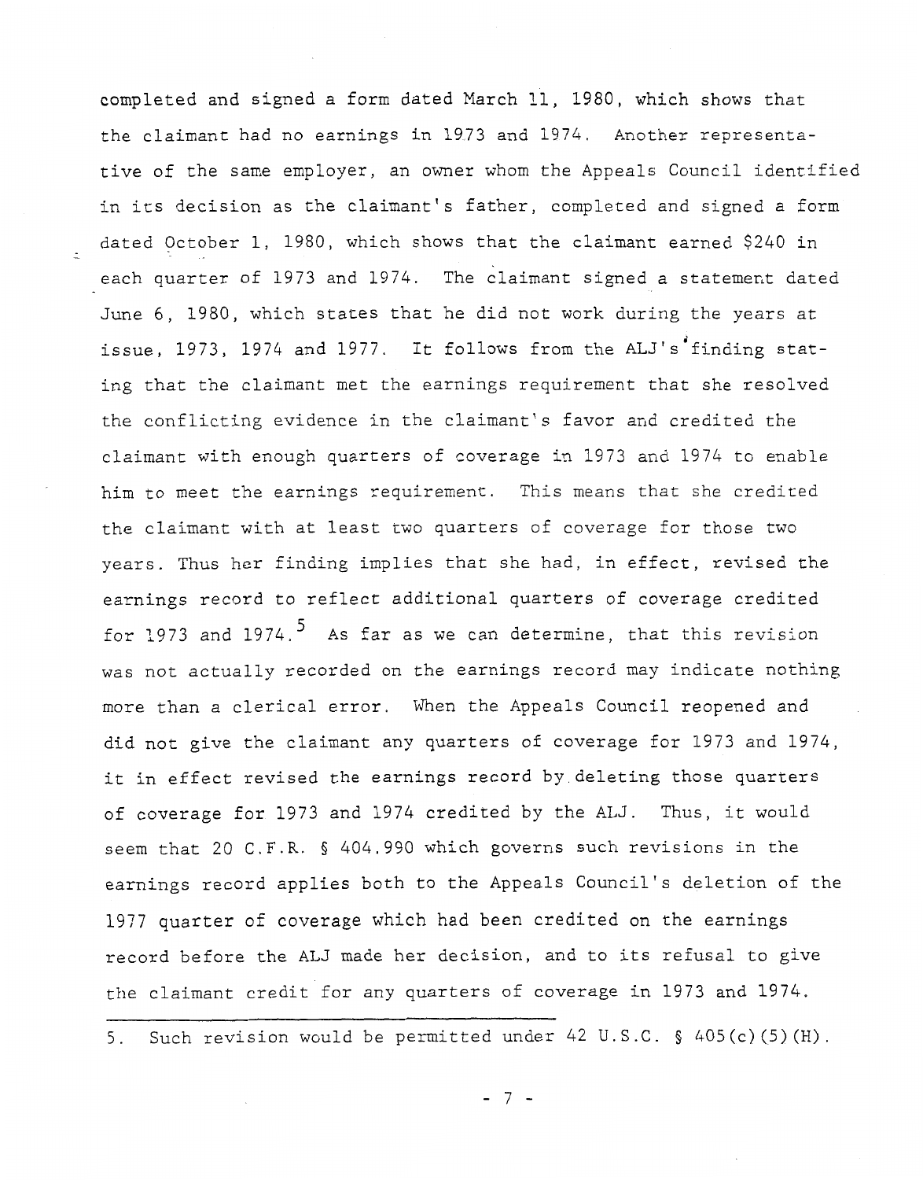completed and signed a form dated March 11, 1980, which shows that the claimant had no earnings in 1973 and 1974. Another representative of the same employer, an owner whom the Appeals Council identified in its decision as the claimant's father, completed and signed a form dated October 1, 1980, which shows that the claimant earned $240 in each quarter of 1973 and 1974. The claimant signed a statement dated June 6, 1980, which states that he did not work during the years at issue, 1973, 1974 and 1977. It follows from the ALJ's finding stating that the claimant met the earnings requirement that she resolved the conflicting evidence in the claimant's favor and credited the claimant with enough quarters of coverage in 1973 and 1974 to enable him to meet the earnings requirement. This means that she credited the claimant with at least two quarters of coverage for those two years. Thus her finding implies that she had, in effect, revised the earnings record to reflect additional quarters of coverage credited for 1973 and 1974.[5] As far as we can determine, that this revision was not actually recorded on the earnings record may indicate nothing more than a clerical error. When the Appeals Council reopened and did not give the claimant any quarters of coverage for 1973 and 1974, it in effect revised the earnings record by deleting those quarters of coverage for 1973 and 1974 credited by the ALJ. Thus, it would seem that 20 C.F.R. § 404.990 which governs such revisions in the earnings record applies both to the Appeals Council's deletion of the 1977 quarter of coverage which had been credited on the earnings record before the ALJ made her decision, and to its refusal to give the claimant credit for any quarters of coverage in 1973 and 1974.

---

5. Such revision would be permitted under 42 U.S.C. § 405(c)(5)(H).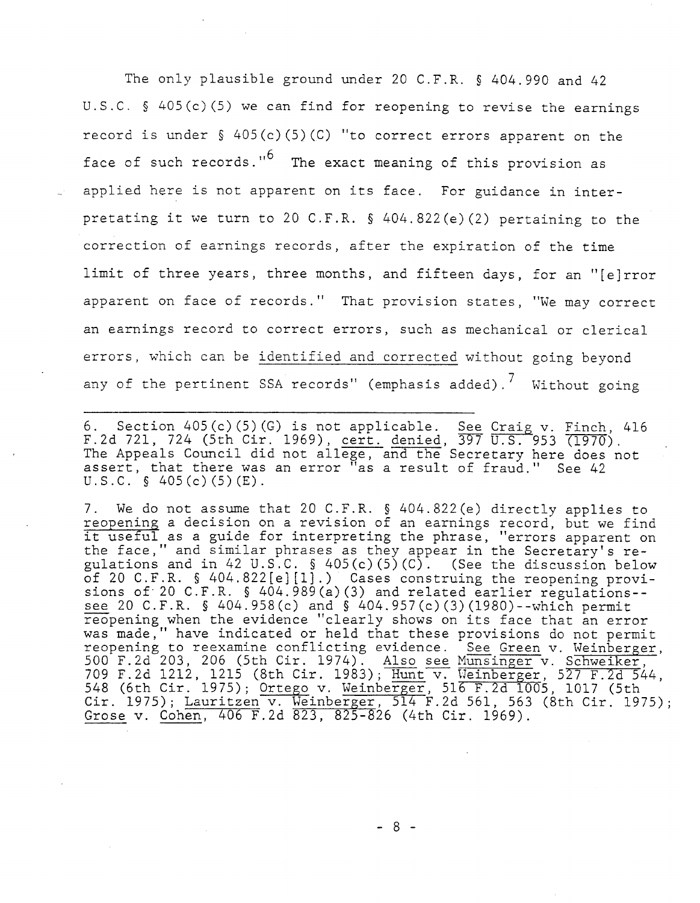The only plausible ground under 20 C.F.R. § 404.990 and 42 U.S.C. § 405(c)(5) we can find for reopening to revise the earnings record is under § 405(c)(5)(C) "to correct errors apparent on the face of such records."[6] The exact meaning of this provision as applied here is not apparent on its face. For guidance in interpreting it we turn to 20 C.F.R. § 404.822(e)(2) pertaining to the correction of earnings records, after the expiration of the time limit of three years, three months, and fifteen days, for an "[e]rror apparent on face of records." That provision states, "We may correct an earnings record to correct errors, such as mechanical or clerical errors, which can be <u>identified and corrected</u> without going beyond any of the pertinent SSA records" (emphasis added).[7] Without going

---

6. Section 405(c)(5)(G) is not applicable. <u>See</u> <u>Craig</u> v. <u>Finch</u>, 416 F.2d 721, 724 (5th Cir. 1969), <u>cert. denied</u>, 397 U.S. 953 (1970). The Appeals Council did not allege, and the Secretary here does not assert, that there was an error "as a result of fraud." See 42 U.S.C. § 405(c)(5)(E).

7. We do not assume that 20 C.F.R. § 404.822(e) directly applies to <u>reopening</u> a decision on a revision of an earnings record, but we find it useful as a guide for interpreting the phrase, "errors apparent on the face," and similar phrases as they appear in the Secretary's regulations and in 42 U.S.C. § 405(c)(5)(C). (See the discussion below of 20 C.F.R. § 404.822[e][1].) Cases construing the reopening provisions of 20 C.F.R. § 404.989(a)(3) and related earlier regulations--<u>see</u> 20 C.F.R. § 404.958(c) and § 404.957(c)(3)(1980)--which permit reopening when the evidence "clearly shows on its face that an error was made," have indicated or held that these provisions do not permit reopening to reexamine conflicting evidence. <u>See</u> <u>Green</u> v. <u>Weinberger</u>, 500 F.2d 203, 206 (5th Cir. 1974). <u>Also see</u> <u>Munsinger</u> v. <u>Schweiker</u>, 709 F.2d 1212, 1215 (8th Cir. 1983); <u>Hunt</u> v. <u>Weinberger</u>, 527 F.2d 544, 548 (6th Cir. 1975); <u>Ortego</u> v. <u>Weinberger</u>, 516 F.2d 1005, 1017 (5th Cir. 1975); <u>Lauritzen</u> v. <u>Weinberger</u>, 514 F.2d 561, 563 (8th Cir. 1975); <u>Grose</u> v. <u>Cohen</u>, 406 F.2d 823, 825-826 (4th Cir. 1969).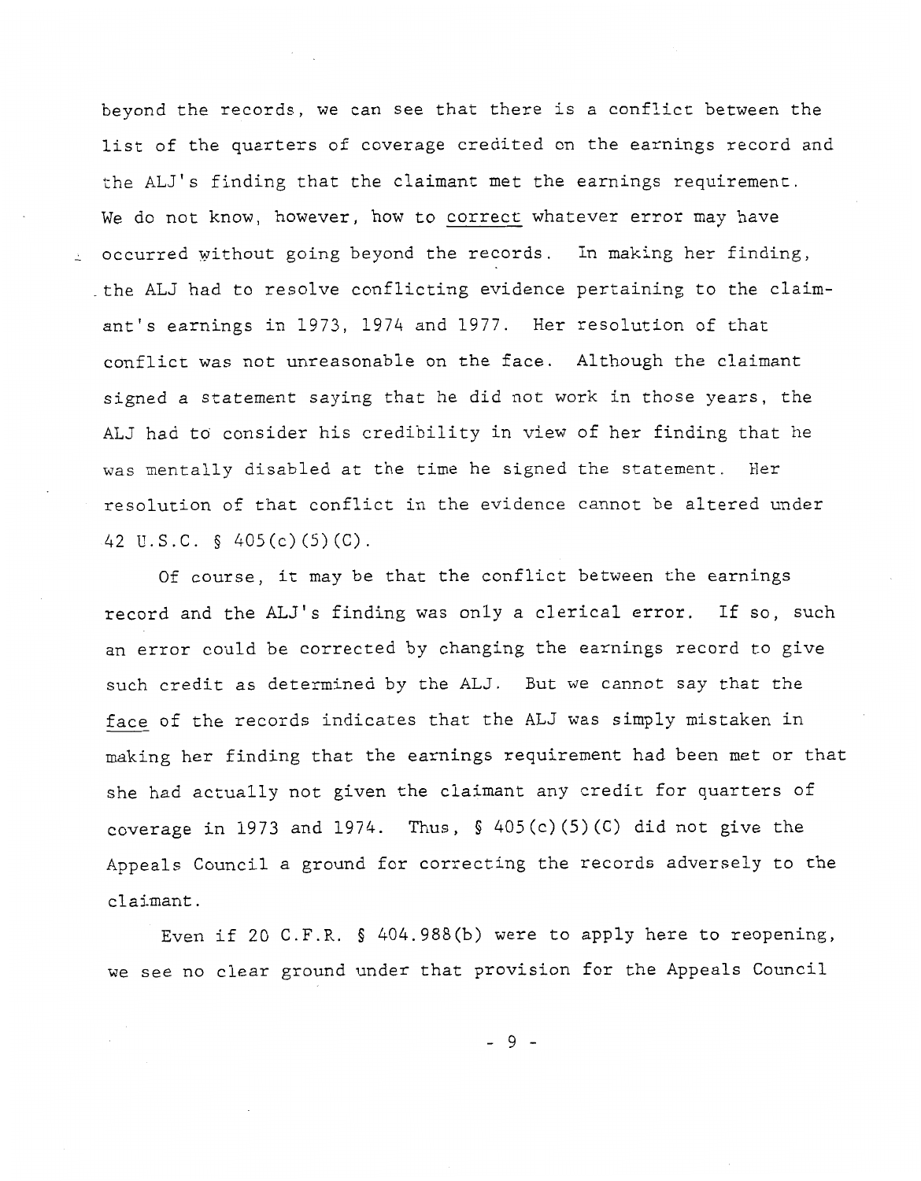beyond the records, we can see that there is a conflict between the list of the quarters of coverage credited on the earnings record and the ALJ's finding that the claimant met the earnings requirement. We do not know, however, how to <u>correct</u> whatever error may have occurred without going beyond the records. In making her finding, the ALJ had to resolve conflicting evidence pertaining to the claimant's earnings in 1973, 1974 and 1977. Her resolution of that conflict was not unreasonable on the face. Although the claimant signed a statement saying that he did not work in those years, the ALJ had to consider his credibility in view of her finding that he was mentally disabled at the time he signed the statement. Her resolution of that conflict in the evidence cannot be altered under 42 U.S.C. § 405(c)(5)(C).

Of course, it may be that the conflict between the earnings record and the ALJ's finding was only a clerical error. If so, such an error could be corrected by changing the earnings record to give such credit as determined by the ALJ. But we cannot say that the <u>face</u> of the records indicates that the ALJ was simply mistaken in making her finding that the earnings requirement had been met or that she had actually not given the claimant any credit for quarters of coverage in 1973 and 1974. Thus, § 405(c)(5)(C) did not give the Appeals Council a ground for correcting the records adversely to the claimant.

Even if 20 C.F.R. § 404.988(b) were to apply here to reopening, we see no clear ground under that provision for the Appeals Council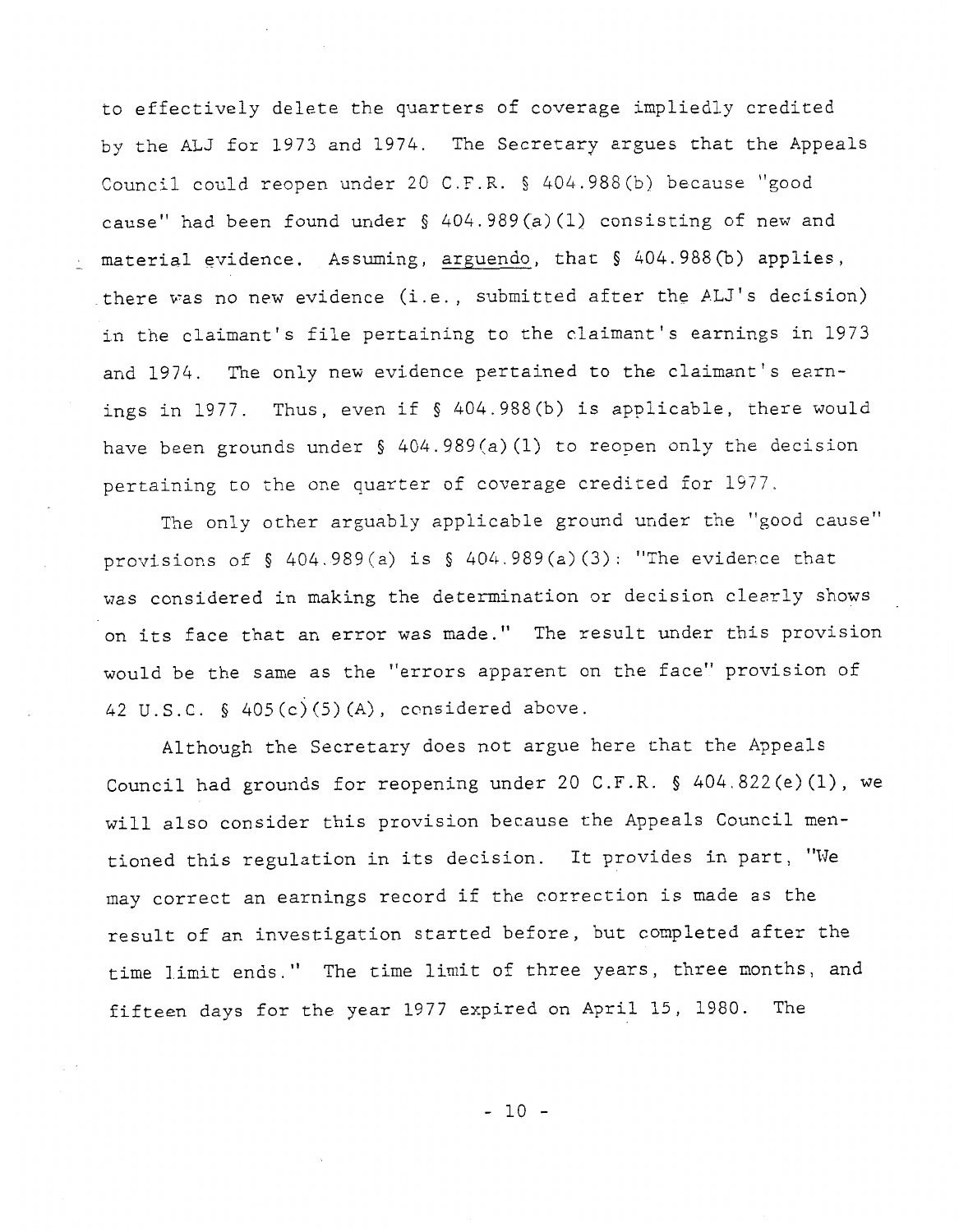to effectively delete the quarters of coverage impliedly credited by the ALJ for 1973 and 1974. The Secretary argues that the Appeals Council could reopen under 20 C.F.R. § 404.988(b) because "good cause" had been found under § 404.989(a)(1) consisting of new and material evidence. Assuming, arguendo, that § 404.988(b) applies, there was no new evidence (i.e., submitted after the ALJ's decision) in the claimant's file pertaining to the claimant's earnings in 1973 and 1974. The only new evidence pertained to the claimant's earnings in 1977. Thus, even if § 404.988(b) is applicable, there would have been grounds under § 404.989(a)(1) to reopen only the decision pertaining to the one quarter of coverage credited for 1977.

The only other arguably applicable ground under the "good cause" provisions of § 404.989(a) is § 404.989(a)(3): "The evidence that was considered in making the determination or decision clearly shows on its face that an error was made." The result under this provision would be the same as the "errors apparent on the face" provision of 42 U.S.C. § 405(c)(5)(A), considered above.

Although the Secretary does not argue here that the Appeals Council had grounds for reopening under 20 C.F.R. § 404.822(e)(1), we will also consider this provision because the Appeals Council mentioned this regulation in its decision. It provides in part, "We may correct an earnings record if the correction is made as the result of an investigation started before, but completed after the time limit ends." The time limit of three years, three months, and fifteen days for the year 1977 expired on April 15, 1980. The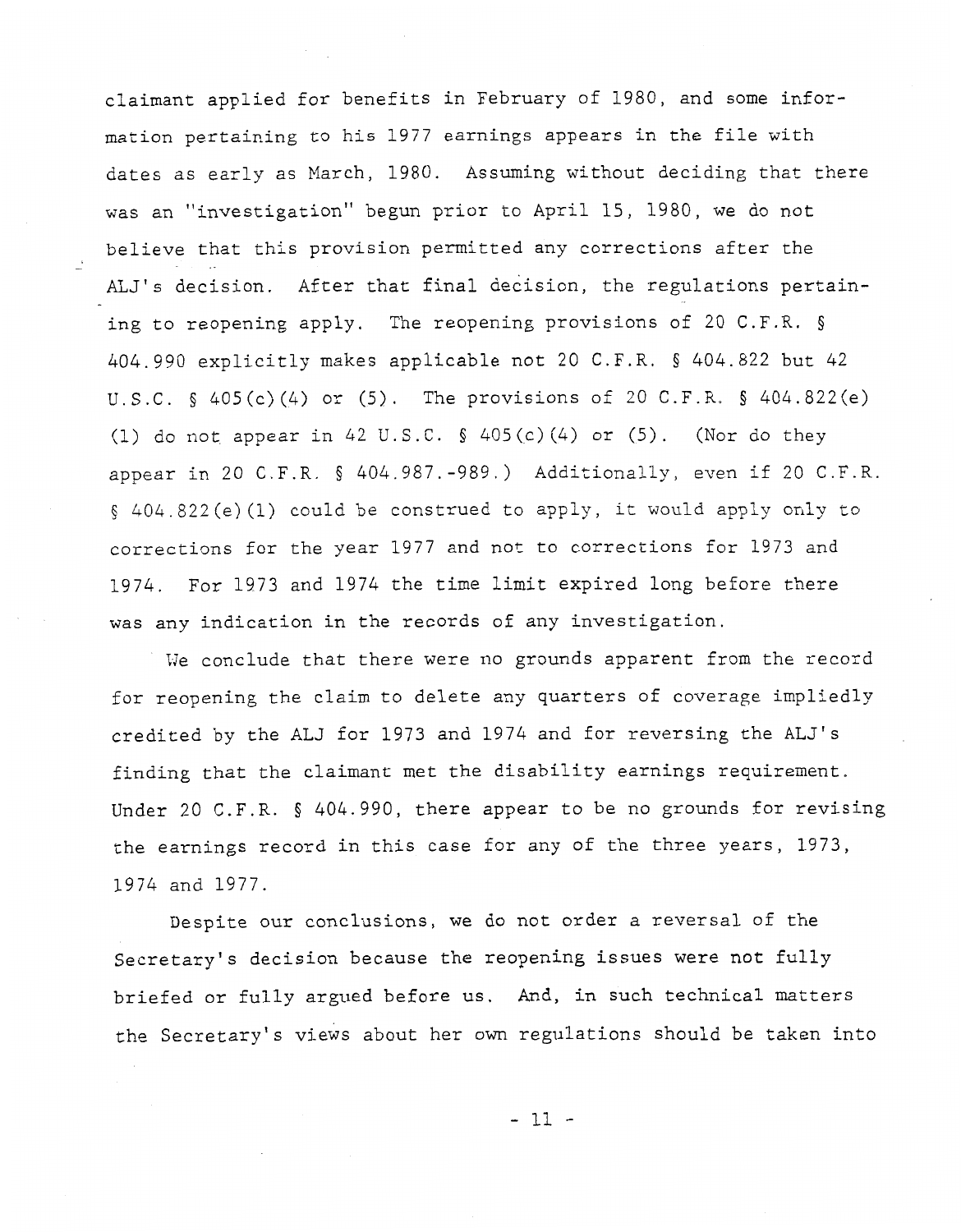claimant applied for benefits in February of 1980, and some information pertaining to his 1977 earnings appears in the file with dates as early as March, 1980. Assuming without deciding that there was an "investigation" begun prior to April 15, 1980, we do not believe that this provision permitted any corrections after the ALJ's decision. After that final decision, the regulations pertaining to reopening apply. The reopening provisions of 20 C.F.R. § 404.990 explicitly makes applicable not 20 C.F.R. § 404.822 but 42 U.S.C. § 405(c)(4) or (5). The provisions of 20 C.F.R. § 404.822(e)(1) do not appear in 42 U.S.C. § 405(c)(4) or (5). (Nor do they appear in 20 C.F.R. § 404.987.-989.) Additionally, even if 20 C.F.R. § 404.822(e)(1) could be construed to apply, it would apply only to corrections for the year 1977 and not to corrections for 1973 and 1974. For 1973 and 1974 the time limit expired long before there was any indication in the records of any investigation.

We conclude that there were no grounds apparent from the record for reopening the claim to delete any quarters of coverage impliedly credited by the ALJ for 1973 and 1974 and for reversing the ALJ's finding that the claimant met the disability earnings requirement. Under 20 C.F.R. § 404.990, there appear to be no grounds for revising the earnings record in this case for any of the three years, 1973, 1974 and 1977.

Despite our conclusions, we do not order a reversal of the Secretary's decision because the reopening issues were not fully briefed or fully argued before us. And, in such technical matters the Secretary's views about her own regulations should be taken into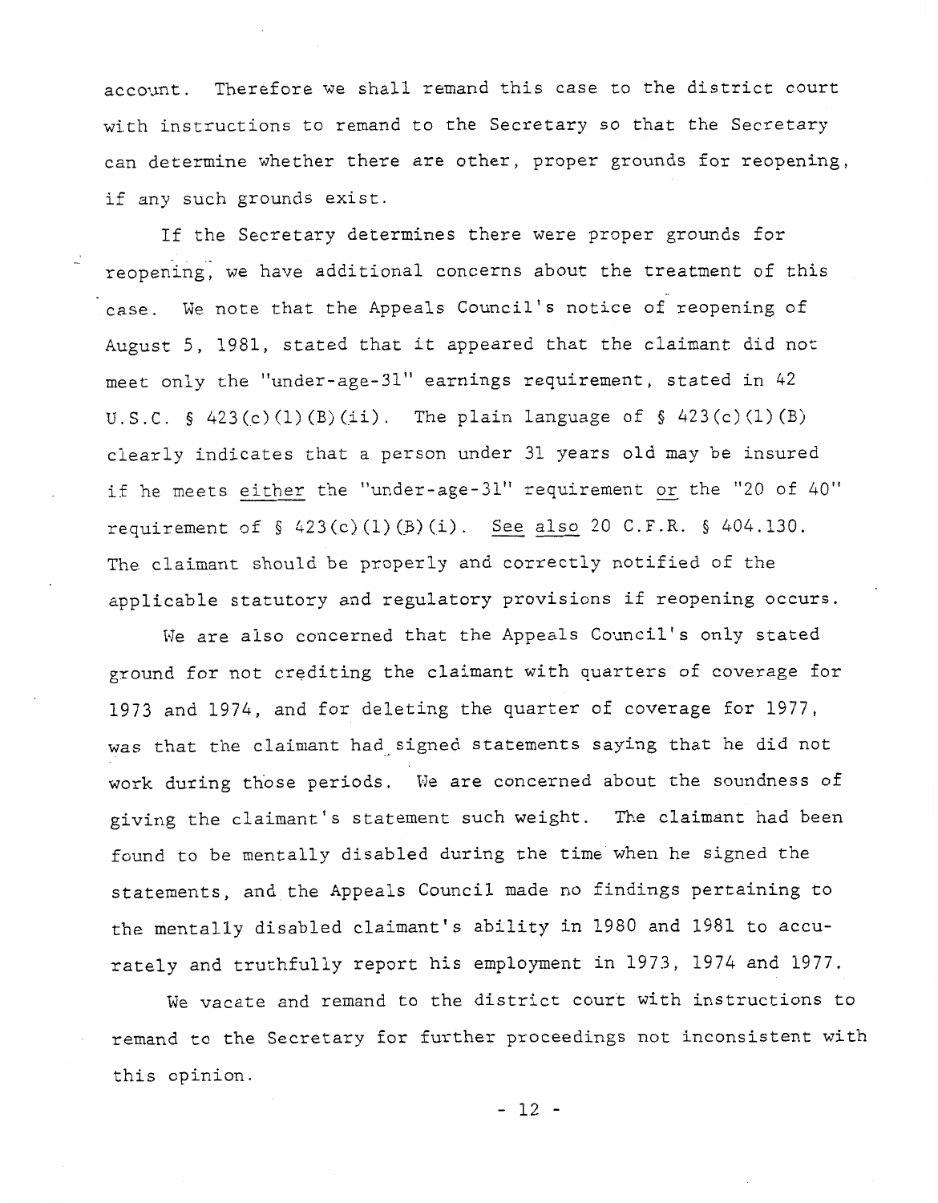account. Therefore we shall remand this case to the district court with instructions to remand to the Secretary so that the Secretary can determine whether there are other, proper grounds for reopening, if any such grounds exist.

If the Secretary determines there were proper grounds for reopening, we have additional concerns about the treatment of this case. We note that the Appeals Council's notice of reopening of August 5, 1981, stated that it appeared that the claimant did not meet only the "under-age-31" earnings requirement, stated in 42 U.S.C. § 423(c)(1)(B)(ii). The plain language of § 423(c)(1)(B) clearly indicates that a person under 31 years old may be insured if he meets <u>either</u> the "under-age-31" requirement <u>or</u> the "20 of 40" requirement of § 423(c)(1)(B)(i). <u>See also</u> 20 C.F.R. § 404.130. The claimant should be properly and correctly notified of the applicable statutory and regulatory provisions if reopening occurs.

We are also concerned that the Appeals Council's only stated ground for not crediting the claimant with quarters of coverage for 1973 and 1974, and for deleting the quarter of coverage for 1977, was that the claimant had signed statements saying that he did not work during those periods. We are concerned about the soundness of giving the claimant's statement such weight. The claimant had been found to be mentally disabled during the time when he signed the statements, and the Appeals Council made no findings pertaining to the mentally disabled claimant's ability in 1980 and 1981 to accurately and truthfully report his employment in 1973, 1974 and 1977.

We vacate and remand to the district court with instructions to remand to the Secretary for further proceedings not inconsistent with this opinion.